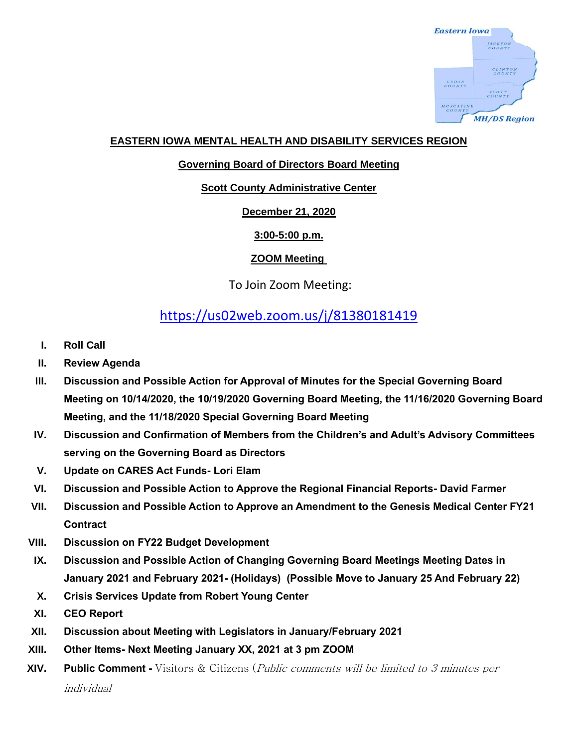# EASTERN IOWA MENTAL HEALTH AND DISABILITY SERVICES REGION

## Governing Board of Directors Board Meeting

**Scott County Administrative Center**

**December 21, 2020**

**3:00-5:00 p.m.**

**ZOOM Meeting**

To Join Zoom Meeting:

https://us02web.zoom.us/j/81380181419

I. **Roll Call**

II. **Review Agenda**

III. **Discussion and Possible Action for Approval of Minutes for the Special Governing Board Meeting on 10/14/2020, the 10/19/2020 Governing Board Meeting, the 11/16/2020 Governing Board Meeting, and the 11/18/2020 Special Governing Board Meeting**

IV. **Discussion and Confirmation of Members from the Children's and Adult's Advisory Committees serving on the Governing Board as Directors**

V. **Update on CARES Act Funds- Lori Elam**

VI. **Discussion and Possible Action to Approve the Regional Financial Reports- David Farmer**

VII. **Discussion and Possible Action to Approve an Amendment to the Genesis Medical Center FY21 Contract**

VIII. **Discussion on FY22 Budget Development**

IX. **Discussion and Possible Action of Changing Governing Board Meetings Meeting Dates in January 2021 and February 2021- (Holidays) (Possible Move to January 25 And February 22)**

X. **Crisis Services Update from Robert Young Center**

XI. **CEO Report**

XII. **Discussion about Meeting with Legislators in January/February 2021**

XIII. **Other Items- Next Meeting January XX, 2021 at 3 pm ZOOM**

XIV. **Public Comment -** Visitors & Citizens (*Public comments will be limited to 3 minutes per individual*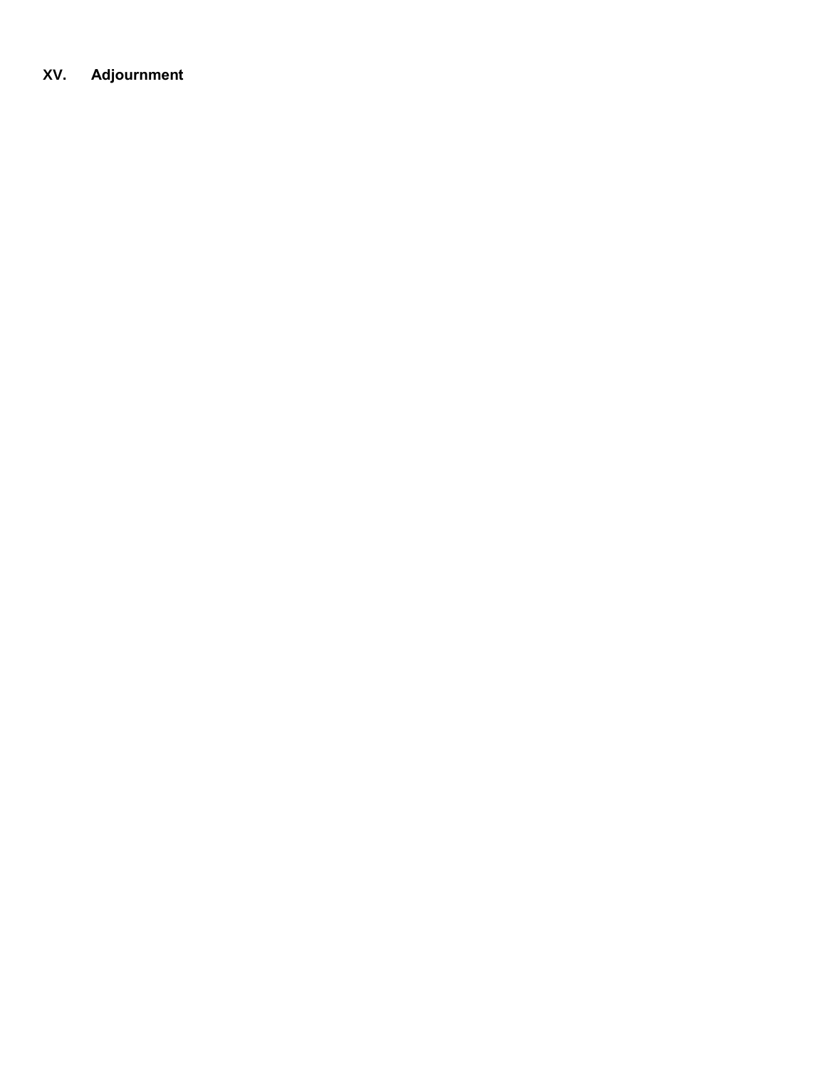## XV. Adjournment